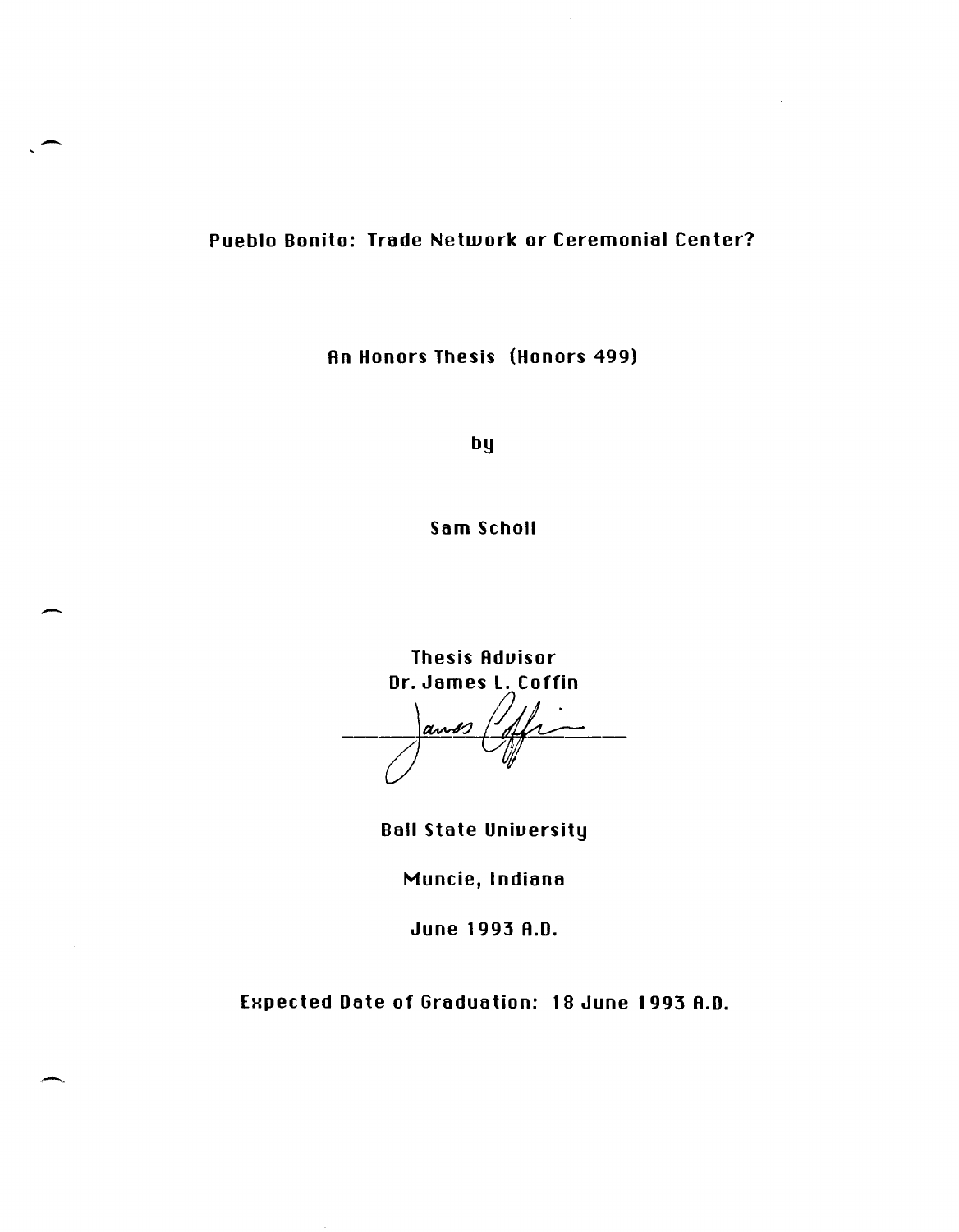# Pueblo Bonito: Trade Network or Ceremonial Center?

An Honors Thesis (Honors 499)

by

Sam Scholl

Thesis Advisor
Dr. James L. Coffin

Ball State University

Muncie, Indiana

June 1993 A.D.

Expected Date of Graduation: 18 June 1993 A.D.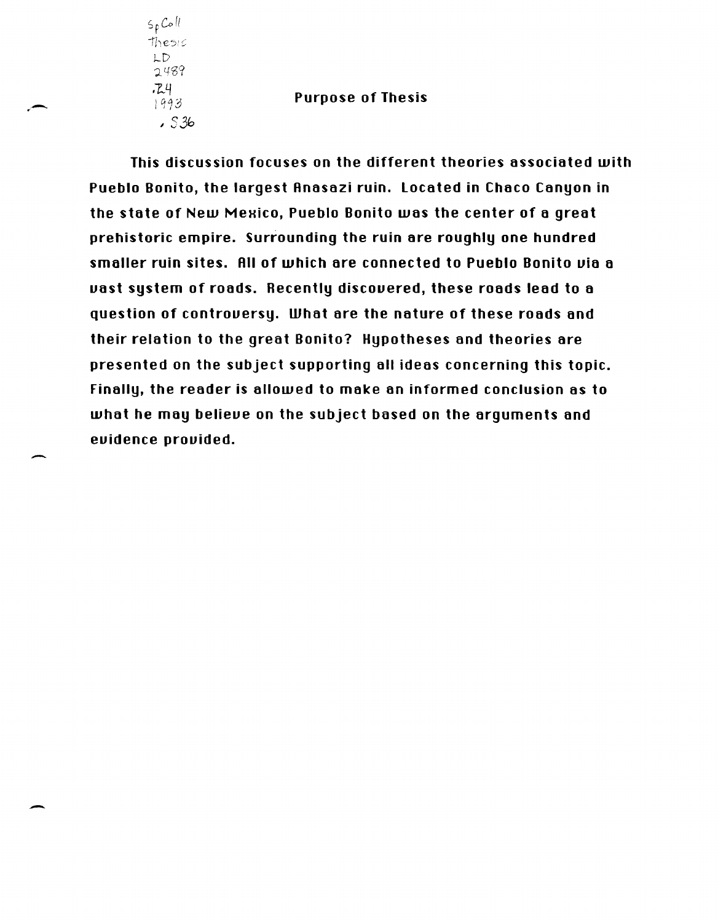Sp Coll
Thesis
LD
2489
.Z4
1993
.S36

## Purpose of Thesis

This discussion focuses on the different theories associated with Pueblo Bonito, the largest Anasazi ruin. Located in Chaco Canyon in the state of New Mexico, Pueblo Bonito was the center of a great prehistoric empire. Surrounding the ruin are roughly one hundred smaller ruin sites. All of which are connected to Pueblo Bonito via a vast system of roads. Recently discovered, these roads lead to a question of controversy. What are the nature of these roads and their relation to the great Bonito? Hypotheses and theories are presented on the subject supporting all ideas concerning this topic. Finally, the reader is allowed to make an informed conclusion as to what he may believe on the subject based on the arguments and evidence provided.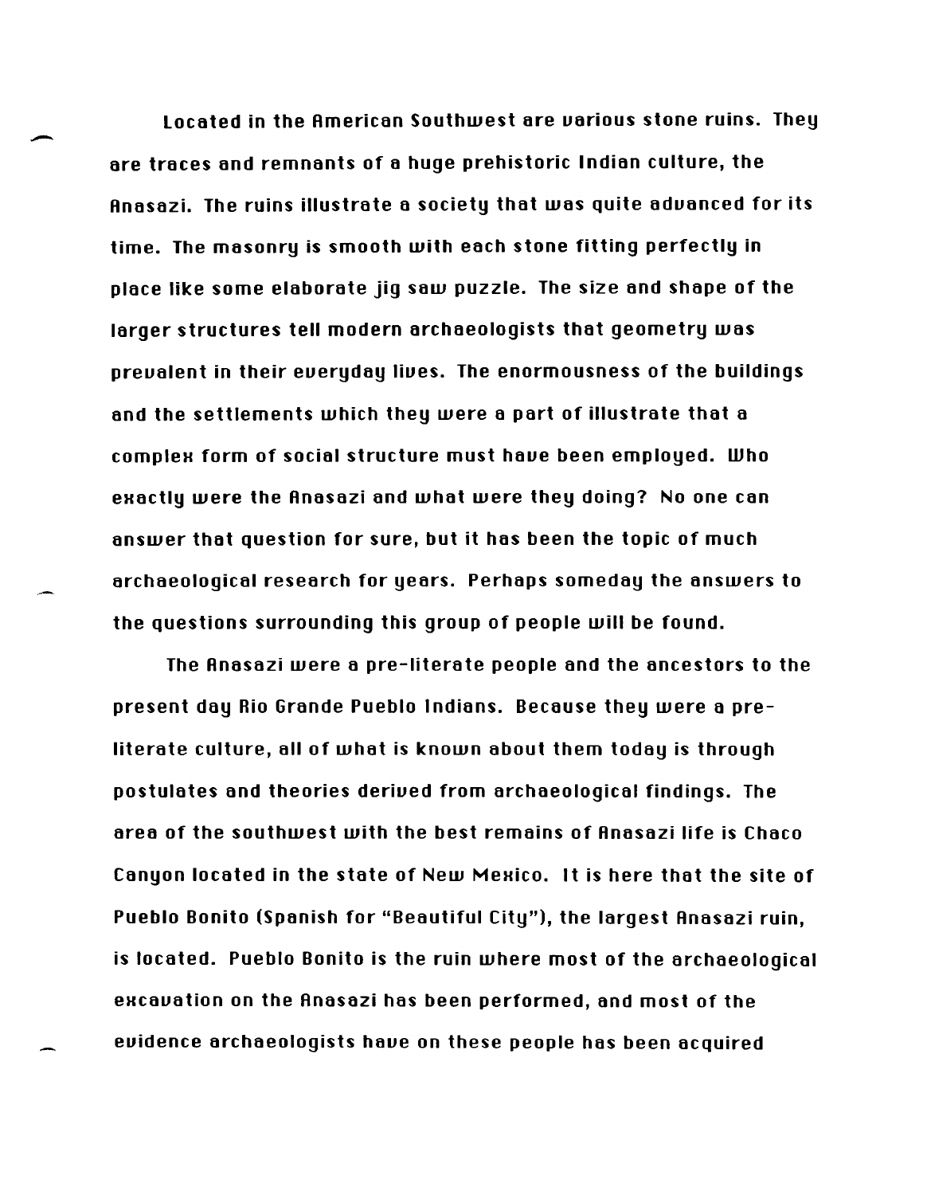Located in the American Southwest are various stone ruins. They are traces and remnants of a huge prehistoric Indian culture, the Anasazi. The ruins illustrate a society that was quite advanced for its time. The masonry is smooth with each stone fitting perfectly in place like some elaborate jig saw puzzle. The size and shape of the larger structures tell modern archaeologists that geometry was prevalent in their everyday lives. The enormousness of the buildings and the settlements which they were a part of illustrate that a complex form of social structure must have been employed. Who exactly were the Anasazi and what were they doing? No one can answer that question for sure, but it has been the topic of much archaeological research for years. Perhaps someday the answers to the questions surrounding this group of people will be found.

The Anasazi were a pre-literate people and the ancestors to the present day Rio Grande Pueblo Indians. Because they were a pre-literate culture, all of what is known about them today is through postulates and theories derived from archaeological findings. The area of the southwest with the best remains of Anasazi life is Chaco Canyon located in the state of New Mexico. It is here that the site of Pueblo Bonito (Spanish for "Beautiful City"), the largest Anasazi ruin, is located. Pueblo Bonito is the ruin where most of the archaeological excavation on the Anasazi has been performed, and most of the evidence archaeologists have on these people has been acquired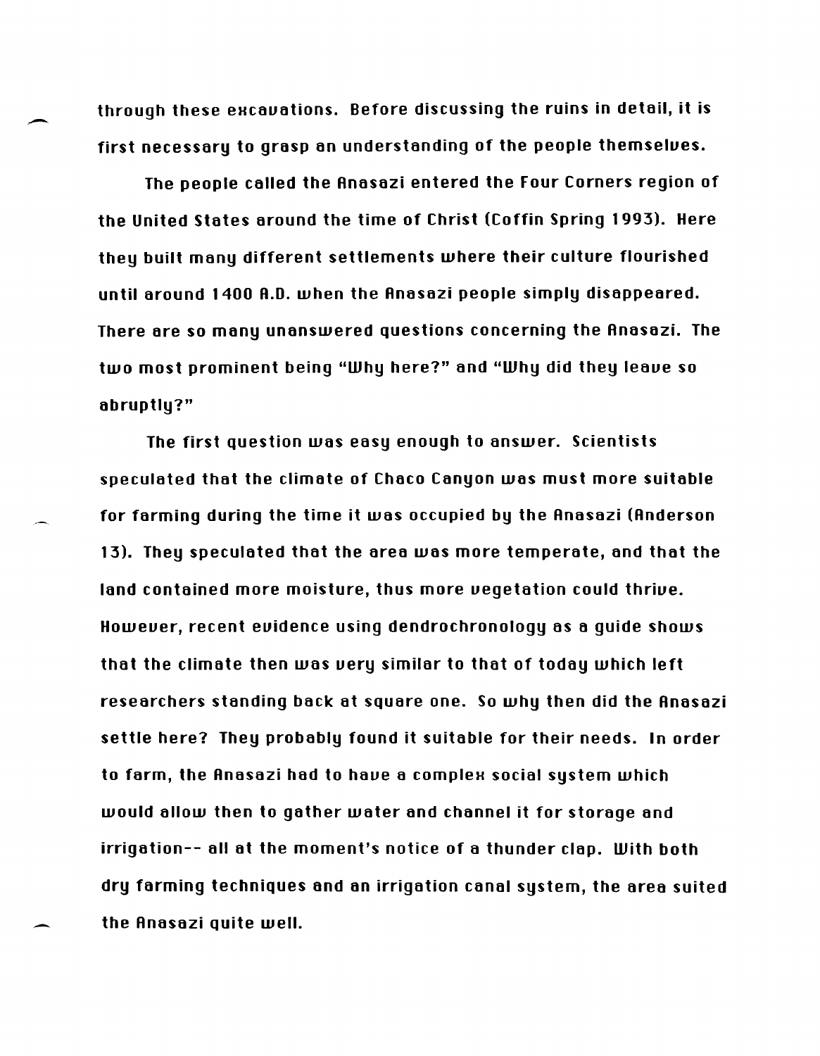through these excavations. Before discussing the ruins in detail, it is first necessary to grasp an understanding of the people themselves.

The people called the Anasazi entered the Four Corners region of the United States around the time of Christ (Coffin Spring 1993). Here they built many different settlements where their culture flourished until around 1400 A.D. when the Anasazi people simply disappeared. There are so many unanswered questions concerning the Anasazi. The two most prominent being "Why here?" and "Why did they leave so abruptly?"

The first question was easy enough to answer. Scientists speculated that the climate of Chaco Canyon was must more suitable for farming during the time it was occupied by the Anasazi (Anderson 13). They speculated that the area was more temperate, and that the land contained more moisture, thus more vegetation could thrive. However, recent evidence using dendrochronology as a guide shows that the climate then was very similar to that of today which left researchers standing back at square one. So why then did the Anasazi settle here? They probably found it suitable for their needs. In order to farm, the Anasazi had to have a complex social system which would allow then to gather water and channel it for storage and irrigation-- all at the moment's notice of a thunder clap. With both dry farming techniques and an irrigation canal system, the area suited the Anasazi quite well.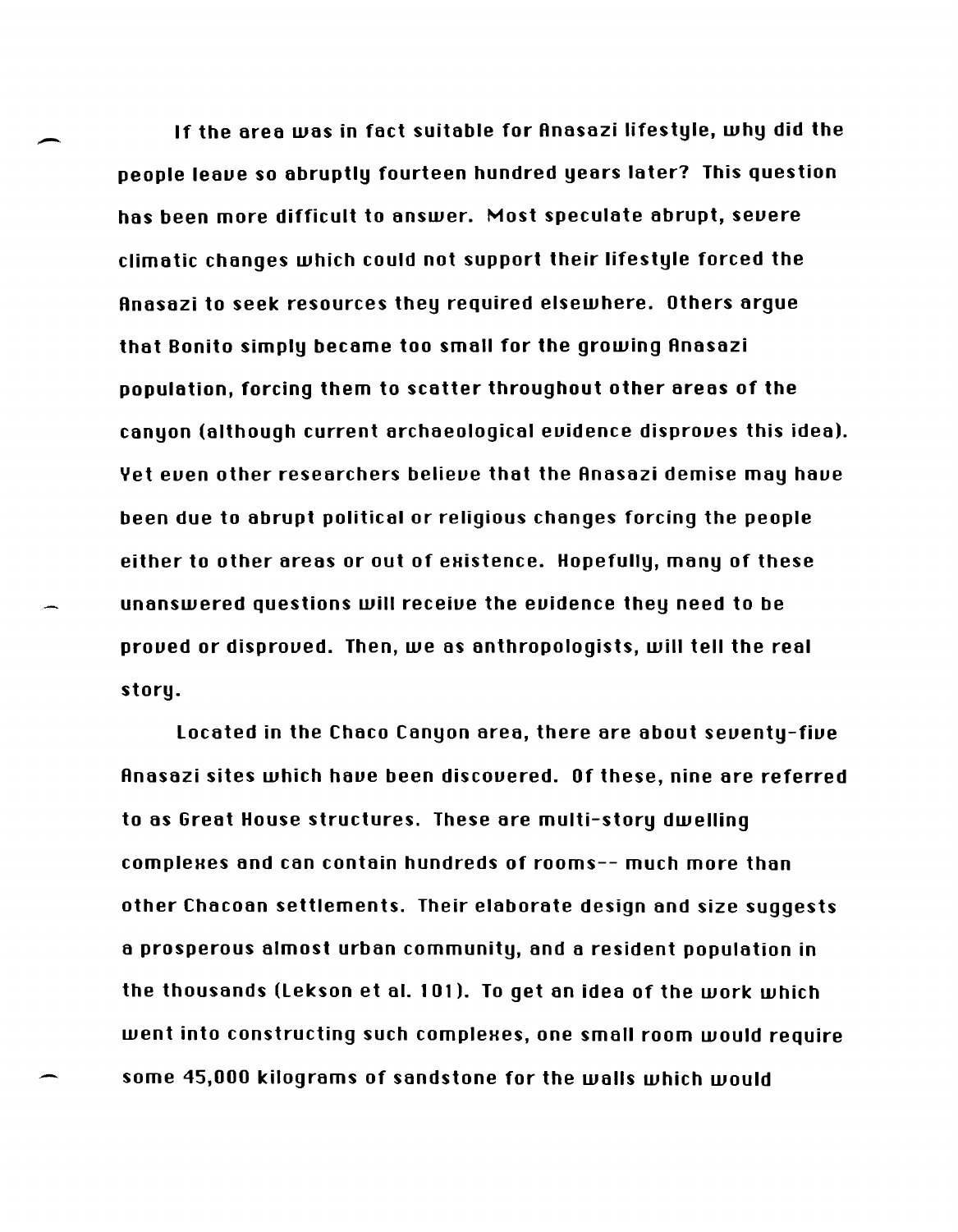If the area was in fact suitable for Anasazi lifestyle, why did the people leave so abruptly fourteen hundred years later? This question has been more difficult to answer. Most speculate abrupt, severe climatic changes which could not support their lifestyle forced the Anasazi to seek resources they required elsewhere. Others argue that Bonito simply became too small for the growing Anasazi population, forcing them to scatter throughout other areas of the canyon (although current archaeological evidence disproves this idea). Yet even other researchers believe that the Anasazi demise may have been due to abrupt political or religious changes forcing the people either to other areas or out of existence. Hopefully, many of these unanswered questions will receive the evidence they need to be proved or disproved. Then, we as anthropologists, will tell the real story.

Located in the Chaco Canyon area, there are about seventy-five Anasazi sites which have been discovered. Of these, nine are referred to as Great House structures. These are multi-story dwelling complexes and can contain hundreds of rooms-- much more than other Chacoan settlements. Their elaborate design and size suggests a prosperous almost urban community, and a resident population in the thousands (Lekson et al. 101). To get an idea of the work which went into constructing such complexes, one small room would require some 45,000 kilograms of sandstone for the walls which would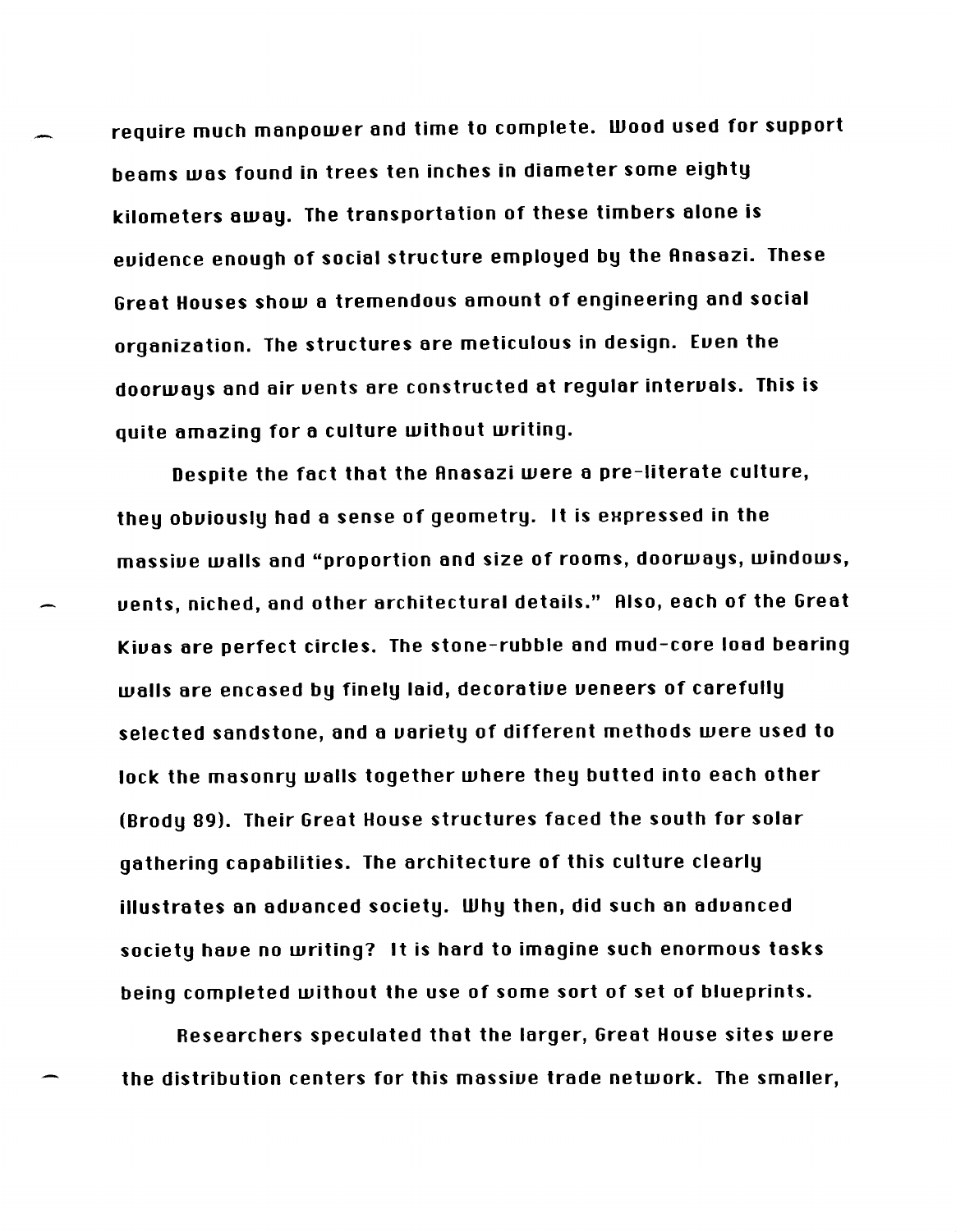require much manpower and time to complete. Wood used for support beams was found in trees ten inches in diameter some eighty kilometers away. The transportation of these timbers alone is evidence enough of social structure employed by the Anasazi. These Great Houses show a tremendous amount of engineering and social organization. The structures are meticulous in design. Even the doorways and air vents are constructed at regular intervals. This is quite amazing for a culture without writing.

Despite the fact that the Anasazi were a pre-literate culture, they obviously had a sense of geometry. It is expressed in the massive walls and "proportion and size of rooms, doorways, windows, vents, niched, and other architectural details." Also, each of the Great Kivas are perfect circles. The stone-rubble and mud-core load bearing walls are encased by finely laid, decorative veneers of carefully selected sandstone, and a variety of different methods were used to lock the masonry walls together where they butted into each other (Brody 89). Their Great House structures faced the south for solar gathering capabilities. The architecture of this culture clearly illustrates an advanced society. Why then, did such an advanced society have no writing? It is hard to imagine such enormous tasks being completed without the use of some sort of set of blueprints.

Researchers speculated that the larger, Great House sites were the distribution centers for this massive trade network. The smaller,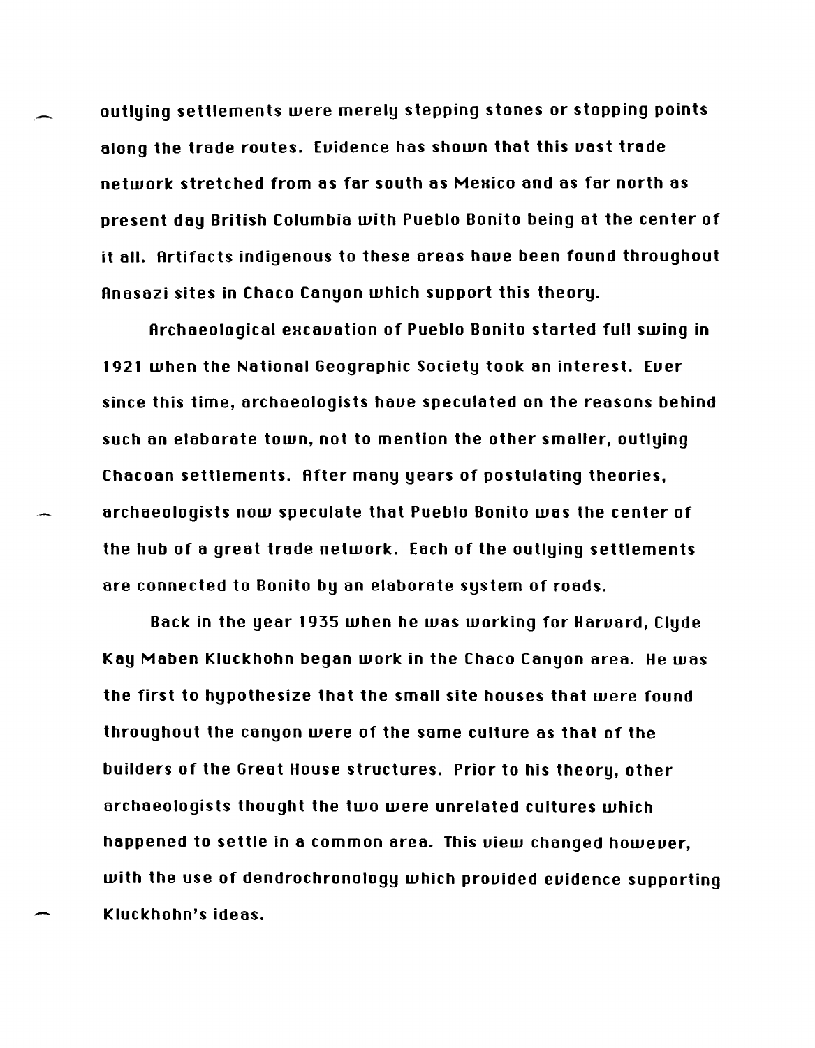outlying settlements were merely stepping stones or stopping points along the trade routes. Evidence has shown that this vast trade network stretched from as far south as Mexico and as far north as present day British Columbia with Pueblo Bonito being at the center of it all. Artifacts indigenous to these areas have been found throughout Anasazi sites in Chaco Canyon which support this theory.

Archaeological excavation of Pueblo Bonito started full swing in 1921 when the National Geographic Society took an interest. Ever since this time, archaeologists have speculated on the reasons behind such an elaborate town, not to mention the other smaller, outlying Chacoan settlements. After many years of postulating theories, archaeologists now speculate that Pueblo Bonito was the center of the hub of a great trade network. Each of the outlying settlements are connected to Bonito by an elaborate system of roads.

Back in the year 1935 when he was working for Harvard, Clyde Kay Maben Kluckhohn began work in the Chaco Canyon area. He was the first to hypothesize that the small site houses that were found throughout the canyon were of the same culture as that of the builders of the Great House structures. Prior to his theory, other archaeologists thought the two were unrelated cultures which happened to settle in a common area. This view changed however, with the use of dendrochronology which provided evidence supporting Kluckhohn's ideas.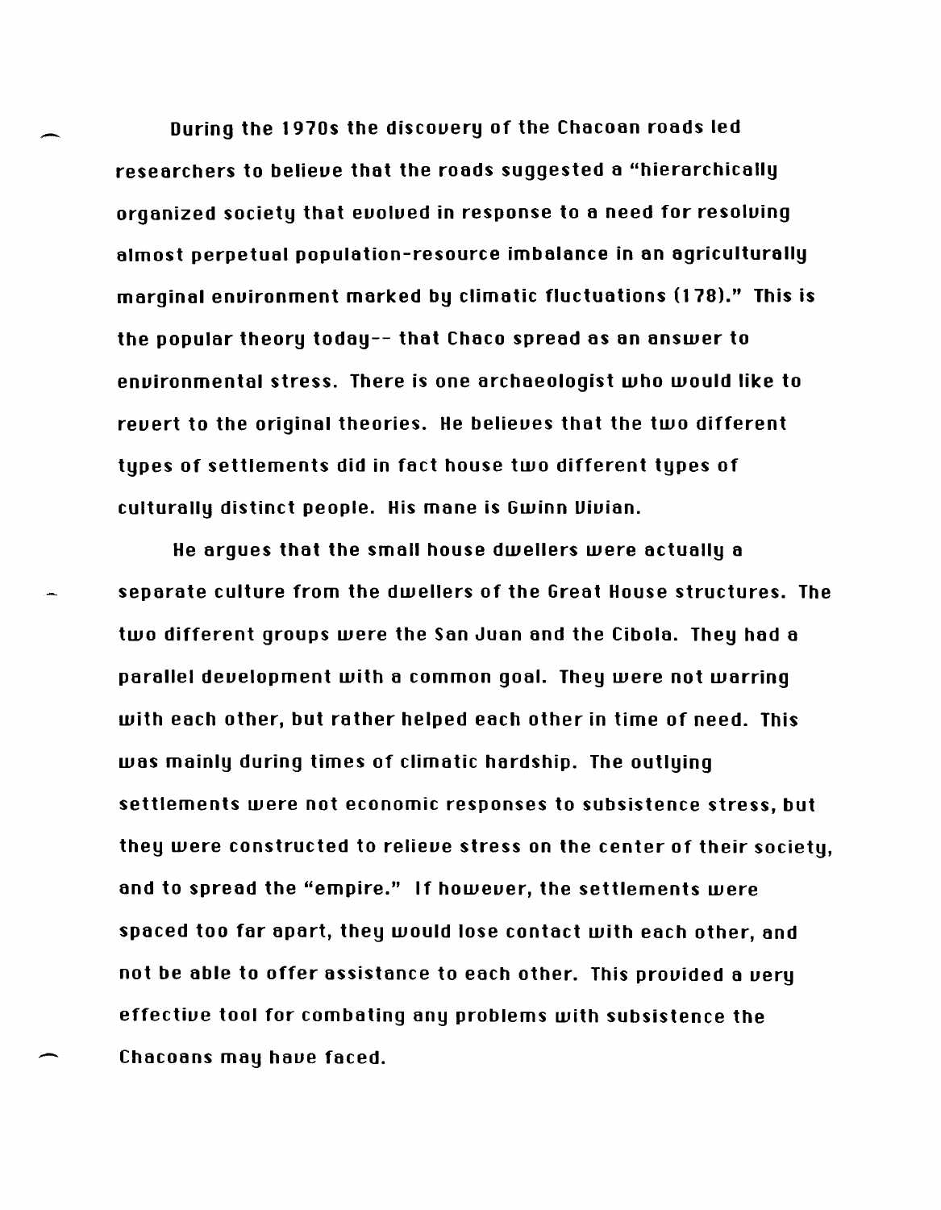During the 1970s the discovery of the Chacoan roads led researchers to believe that the roads suggested a "hierarchically organized society that evolved in response to a need for resolving almost perpetual population-resource imbalance in an agriculturally marginal environment marked by climatic fluctuations (178)." This is the popular theory today-- that Chaco spread as an answer to environmental stress. There is one archaeologist who would like to revert to the original theories. He believes that the two different types of settlements did in fact house two different types of culturally distinct people. His mane is Gwinn Vivian.

He argues that the small house dwellers were actually a separate culture from the dwellers of the Great House structures. The two different groups were the San Juan and the Cibola. They had a parallel development with a common goal. They were not warring with each other, but rather helped each other in time of need. This was mainly during times of climatic hardship. The outlying settlements were not economic responses to subsistence stress, but they were constructed to relieve stress on the center of their society, and to spread the "empire." If however, the settlements were spaced too far apart, they would lose contact with each other, and not be able to offer assistance to each other. This provided a very effective tool for combating any problems with subsistence the Chacoans may have faced.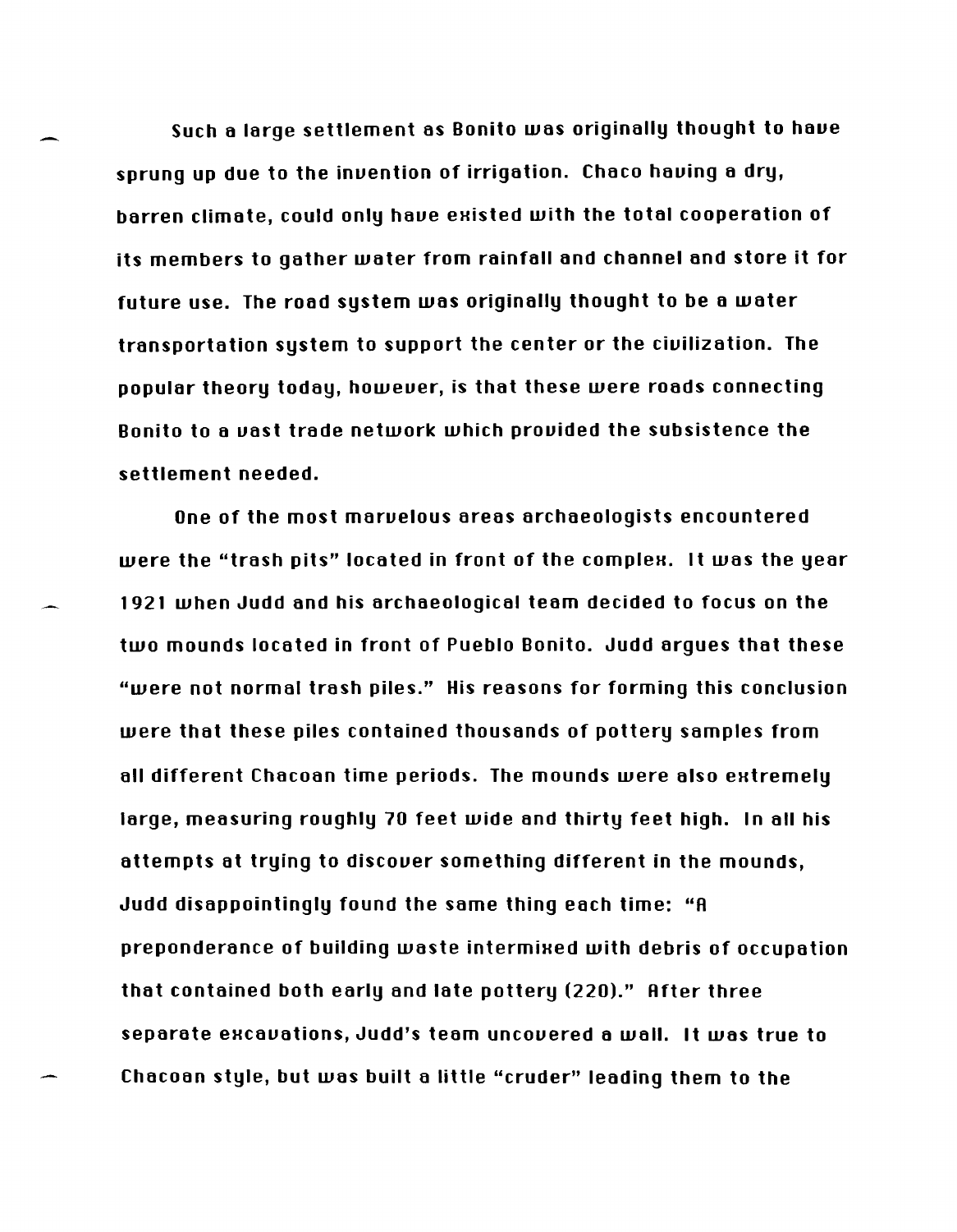Such a large settlement as Bonito was originally thought to have sprung up due to the invention of irrigation. Chaco having a dry, barren climate, could only have existed with the total cooperation of its members to gather water from rainfall and channel and store it for future use. The road system was originally thought to be a water transportation system to support the center or the civilization. The popular theory today, however, is that these were roads connecting Bonito to a vast trade network which provided the subsistence the settlement needed.

One of the most marvelous areas archaeologists encountered were the "trash pits" located in front of the complex. It was the year 1921 when Judd and his archaeological team decided to focus on the two mounds located in front of Pueblo Bonito. Judd argues that these "were not normal trash piles." His reasons for forming this conclusion were that these piles contained thousands of pottery samples from all different Chacoan time periods. The mounds were also extremely large, measuring roughly 70 feet wide and thirty feet high. In all his attempts at trying to discover something different in the mounds, Judd disappointingly found the same thing each time: "A preponderance of building waste intermixed with debris of occupation that contained both early and late pottery (220)." After three separate excavations, Judd's team uncovered a wall. It was true to Chacoan style, but was built a little "cruder" leading them to the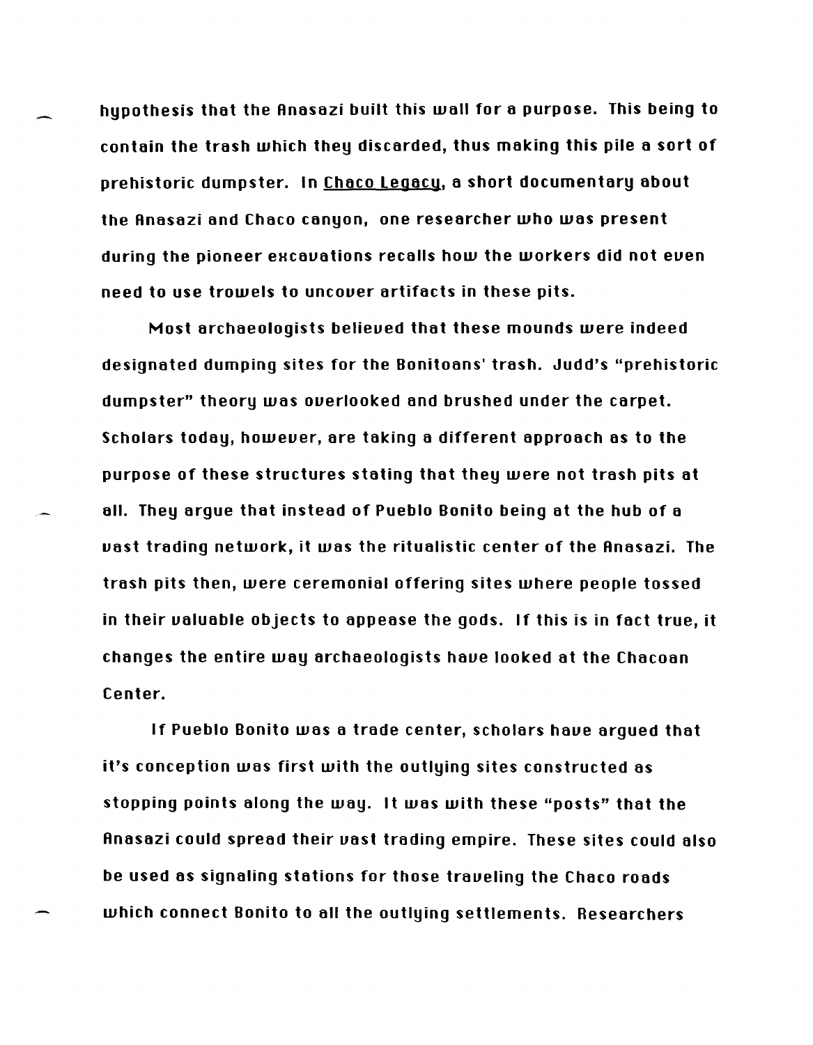hypothesis that the Anasazi built this wall for a purpose. This being to contain the trash which they discarded, thus making this pile a sort of prehistoric dumpster. In <u>Chaco Legacy</u>, a short documentary about the Anasazi and Chaco canyon, one researcher who was present during the pioneer excavations recalls how the workers did not even need to use trowels to uncover artifacts in these pits.

Most archaeologists believed that these mounds were indeed designated dumping sites for the Bonitoans' trash. Judd's "prehistoric dumpster" theory was overlooked and brushed under the carpet. Scholars today, however, are taking a different approach as to the purpose of these structures stating that they were not trash pits at all. They argue that instead of Pueblo Bonito being at the hub of a vast trading network, it was the ritualistic center of the Anasazi. The trash pits then, were ceremonial offering sites where people tossed in their valuable objects to appease the gods. If this is in fact true, it changes the entire way archaeologists have looked at the Chacoan Center.

If Pueblo Bonito was a trade center, scholars have argued that it's conception was first with the outlying sites constructed as stopping points along the way. It was with these "posts" that the Anasazi could spread their vast trading empire. These sites could also be used as signaling stations for those traveling the Chaco roads which connect Bonito to all the outlying settlements. Researchers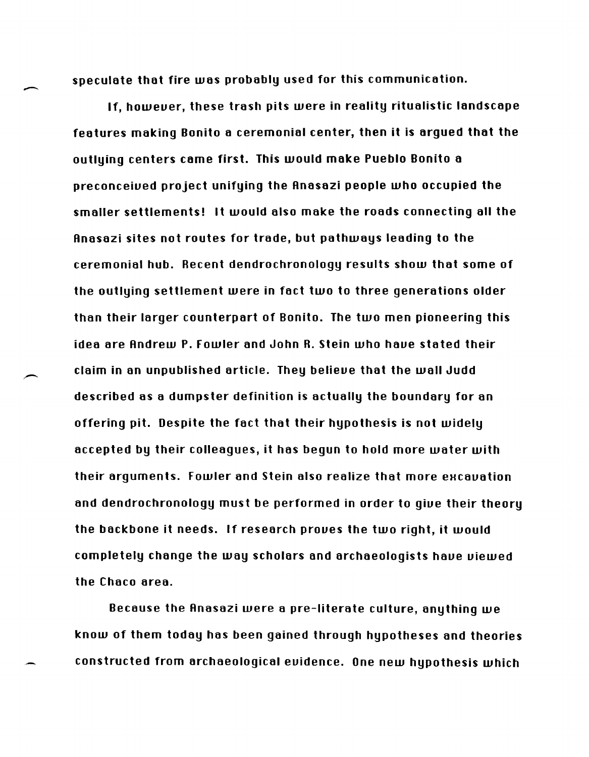speculate that fire was probably used for this communication.

If, however, these trash pits were in reality ritualistic landscape features making Bonito a ceremonial center, then it is argued that the outlying centers came first. This would make Pueblo Bonito a preconceived project unifying the Anasazi people who occupied the smaller settlements! It would also make the roads connecting all the Anasazi sites not routes for trade, but pathways leading to the ceremonial hub. Recent dendrochronology results show that some of the outlying settlement were in fact two to three generations older than their larger counterpart of Bonito. The two men pioneering this idea are Andrew P. Fowler and John R. Stein who have stated their claim in an unpublished article. They believe that the wall Judd described as a dumpster definition is actually the boundary for an offering pit. Despite the fact that their hypothesis is not widely accepted by their colleagues, it has begun to hold more water with their arguments. Fowler and Stein also realize that more excavation and dendrochronology must be performed in order to give their theory the backbone it needs. If research proves the two right, it would completely change the way scholars and archaeologists have viewed the Chaco area.

Because the Anasazi were a pre-literate culture, anything we know of them today has been gained through hypotheses and theories constructed from archaeological evidence. One new hypothesis which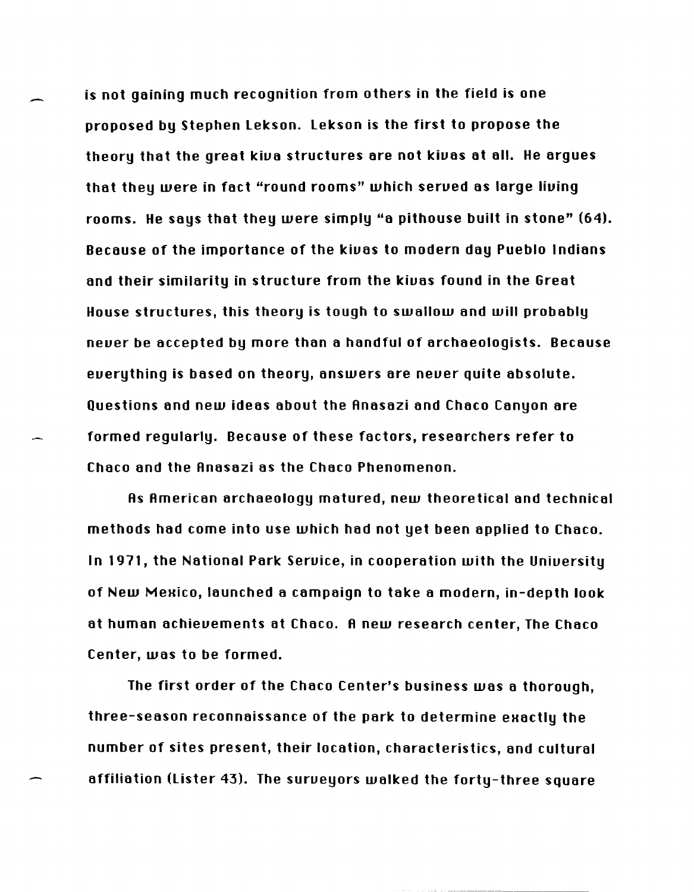is not gaining much recognition from others in the field is one proposed by Stephen Lekson. Lekson is the first to propose the theory that the great kiva structures are not kivas at all. He argues that they were in fact "round rooms" which served as large living rooms. He says that they were simply "a pithouse built in stone" (64). Because of the importance of the kivas to modern day Pueblo Indians and their similarity in structure from the kivas found in the Great House structures, this theory is tough to swallow and will probably never be accepted by more than a handful of archaeologists. Because everything is based on theory, answers are never quite absolute. Questions and new ideas about the Anasazi and Chaco Canyon are formed regularly. Because of these factors, researchers refer to Chaco and the Anasazi as the Chaco Phenomenon.

As American archaeology matured, new theoretical and technical methods had come into use which had not yet been applied to Chaco. In 1971, the National Park Service, in cooperation with the University of New Mexico, launched a campaign to take a modern, in-depth look at human achievements at Chaco. A new research center, The Chaco Center, was to be formed.

The first order of the Chaco Center's business was a thorough, three-season reconnaissance of the park to determine exactly the number of sites present, their location, characteristics, and cultural affiliation (Lister 43). The surveyors walked the forty-three square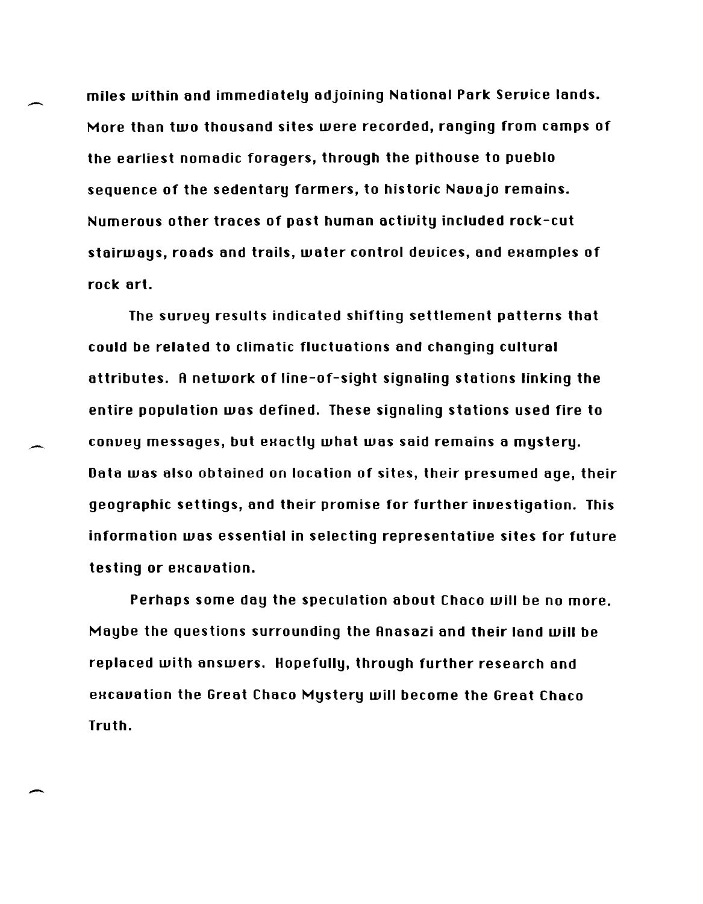miles within and immediately adjoining National Park Service lands. More than two thousand sites were recorded, ranging from camps of the earliest nomadic foragers, through the pithouse to pueblo sequence of the sedentary farmers, to historic Navajo remains. Numerous other traces of past human activity included rock-cut stairways, roads and trails, water control devices, and examples of rock art.

The survey results indicated shifting settlement patterns that could be related to climatic fluctuations and changing cultural attributes. A network of line-of-sight signaling stations linking the entire population was defined. These signaling stations used fire to convey messages, but exactly what was said remains a mystery. Data was also obtained on location of sites, their presumed age, their geographic settings, and their promise for further investigation. This information was essential in selecting representative sites for future testing or excavation.

Perhaps some day the speculation about Chaco will be no more. Maybe the questions surrounding the Anasazi and their land will be replaced with answers. Hopefully, through further research and excavation the Great Chaco Mystery will become the Great Chaco Truth.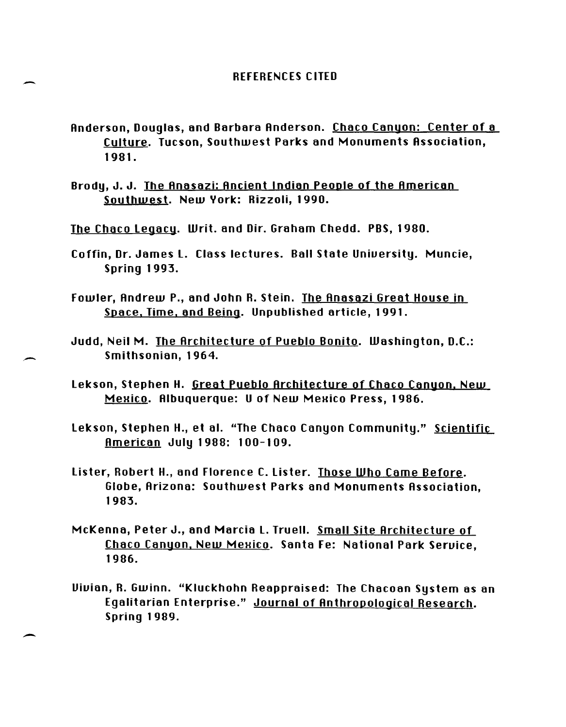# REFERENCES CITED

Anderson, Douglas, and Barbara Anderson. Chaco Canyon: Center of a Culture. Tucson, Southwest Parks and Monuments Association, 1981.

Brody, J. J. The Anasazi: Ancient Indian People of the American Southwest. New York: Rizzoli, 1990.

The Chaco Legacy. Writ. and Dir. Graham Chedd. PBS, 1980.

Coffin, Dr. James L. Class lectures. Ball State University. Muncie, Spring 1993.

Fowler, Andrew P., and John R. Stein. The Anasazi Great House in Space, Time, and Being. Unpublished article, 1991.

Judd, Neil M. The Architecture of Pueblo Bonito. Washington, D.C.: Smithsonian, 1964.

Lekson, Stephen H. Great Pueblo Architecture of Chaco Canyon, New Mexico. Albuquerque: U of New Mexico Press, 1986.

Lekson, Stephen H., et al. "The Chaco Canyon Community." Scientific American July 1988: 100-109.

Lister, Robert H., and Florence C. Lister. Those Who Came Before. Globe, Arizona: Southwest Parks and Monuments Association, 1983.

McKenna, Peter J., and Marcia L. Truell. Small Site Architecture of Chaco Canyon, New Mexico. Santa Fe: National Park Service, 1986.

Vivian, R. Gwinn. "Kluckhohn Reappraised: The Chacoan System as an Egalitarian Enterprise." Journal of Anthropological Research. Spring 1989.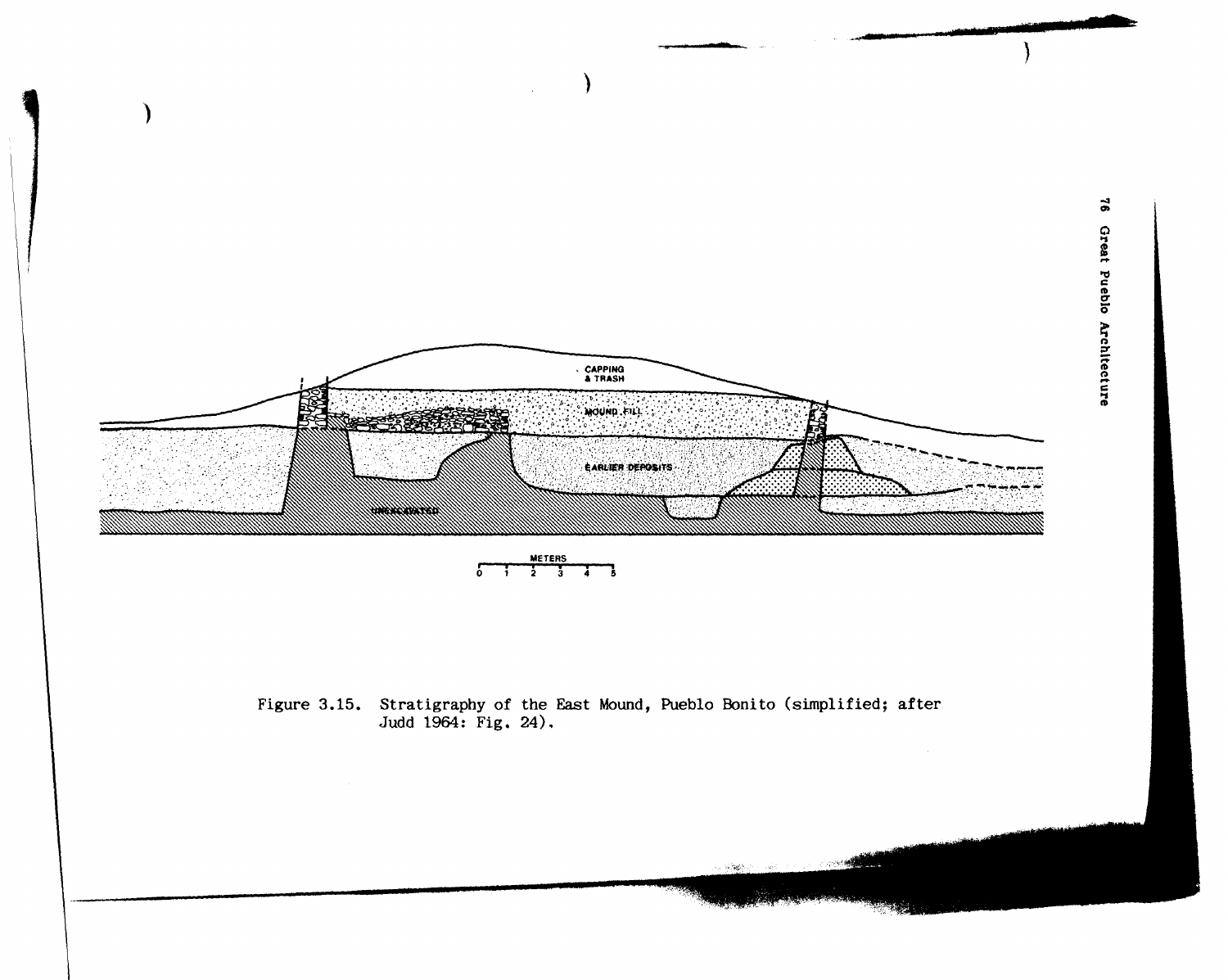Figure 3.15. Stratigraphy of the East Mound, Pueblo Bonito (simplified; after Judd 1964: Fig. 24).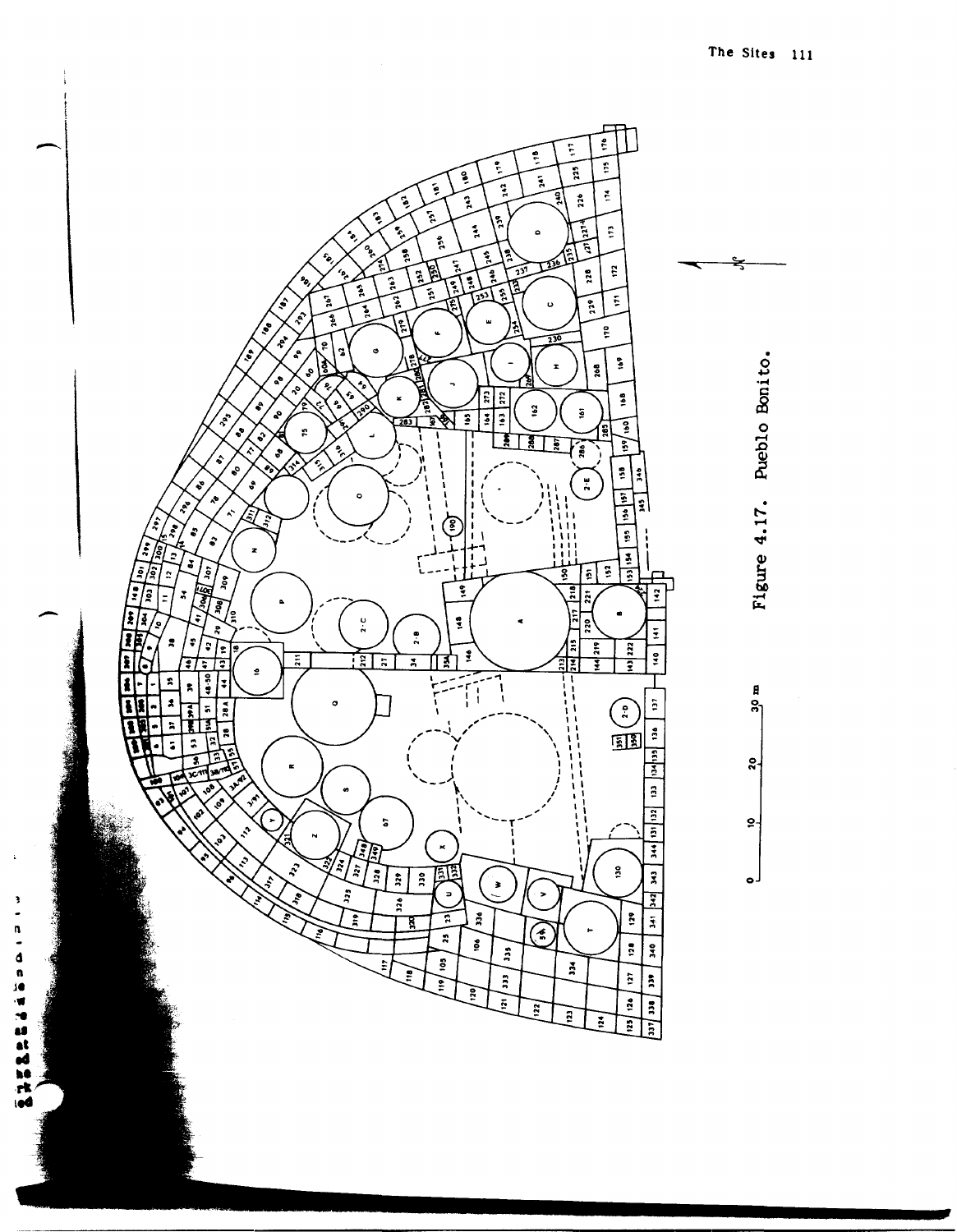Figure 4.17. Pueblo Bonito.